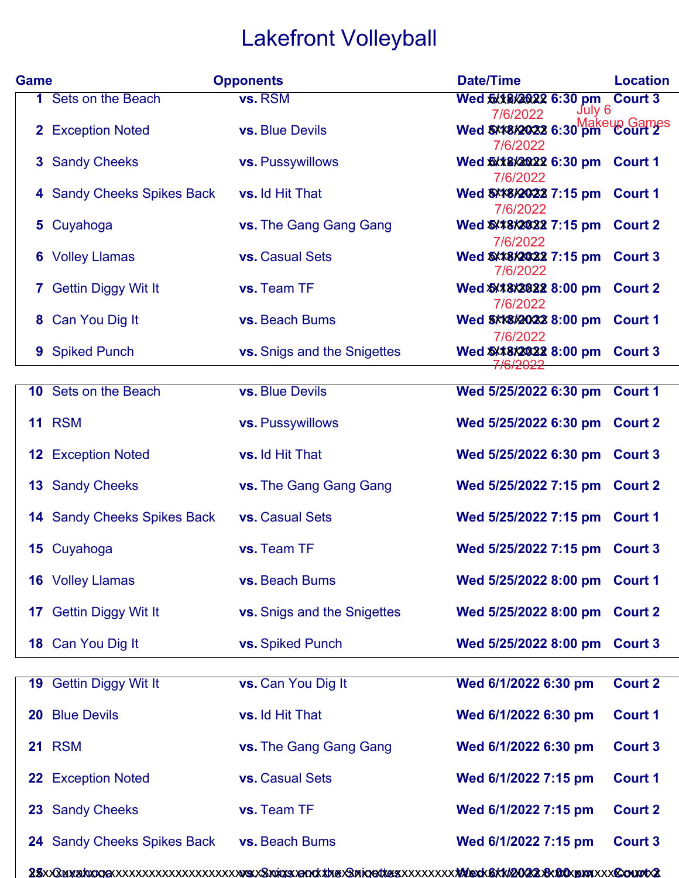# Lakefront Volleyball

| Game | | Opponents | Date/Time | Location |
|---|---|---|---|---|
| 1 | Sets on the Beach | vs. RSM | Wed 5/18/2022 6:30 pm 7/6/2022 | Court 3 |
| 2 | Exception Noted | vs. Blue Devils | Wed 5/18/2022 6:30 pm 7/6/2022 | Court 2 |
| 3 | Sandy Cheeks | vs. Pussywillows | Wed 5/18/2022 6:30 pm 7/6/2022 | Court 1 |
| 4 | Sandy Cheeks Spikes Back | vs. Id Hit That | Wed 5/18/2022 7:15 pm 7/6/2022 | Court 1 |
| 5 | Cuyahoga | vs. The Gang Gang Gang | Wed 5/18/2022 7:15 pm 7/6/2022 | Court 2 |
| 6 | Volley Llamas | vs. Casual Sets | Wed 5/18/2022 7:15 pm 7/6/2022 | Court 3 |
| 7 | Gettin Diggy Wit It | vs. Team TF | Wed 5/18/2022 8:00 pm 7/6/2022 | Court 2 |
| 8 | Can You Dig It | vs. Beach Bums | Wed 5/18/2022 8:00 pm 7/6/2022 | Court 1 |
| 9 | Spiked Punch | vs. Snigs and the Snigettes | Wed 5/18/2022 8:00 pm 7/6/2022 | Court 3 |
| 10 | Sets on the Beach | vs. Blue Devils | Wed 5/25/2022 6:30 pm | Court 1 |
| 11 | RSM | vs. Pussywillows | Wed 5/25/2022 6:30 pm | Court 2 |
| 12 | Exception Noted | vs. Id Hit That | Wed 5/25/2022 6:30 pm | Court 3 |
| 13 | Sandy Cheeks | vs. The Gang Gang Gang | Wed 5/25/2022 7:15 pm | Court 2 |
| 14 | Sandy Cheeks Spikes Back | vs. Casual Sets | Wed 5/25/2022 7:15 pm | Court 1 |
| 15 | Cuyahoga | vs. Team TF | Wed 5/25/2022 7:15 pm | Court 3 |
| 16 | Volley Llamas | vs. Beach Bums | Wed 5/25/2022 8:00 pm | Court 1 |
| 17 | Gettin Diggy Wit It | vs. Snigs and the Snigettes | Wed 5/25/2022 8:00 pm | Court 2 |
| 18 | Can You Dig It | vs. Spiked Punch | Wed 5/25/2022 8:00 pm | Court 3 |
| 19 | Gettin Diggy Wit It | vs. Can You Dig It | Wed 6/1/2022 6:30 pm | Court 2 |
| 20 | Blue Devils | vs. Id Hit That | Wed 6/1/2022 6:30 pm | Court 1 |
| 21 | RSM | vs. The Gang Gang Gang | Wed 6/1/2022 6:30 pm | Court 3 |
| 22 | Exception Noted | vs. Casual Sets | Wed 6/1/2022 7:15 pm | Court 1 |
| 23 | Sandy Cheeks | vs. Team TF | Wed 6/1/2022 7:15 pm | Court 2 |
| 24 | Sandy Cheeks Spikes Back | vs. Beach Bums | Wed 6/1/2022 7:15 pm | Court 3 |
| 25 | Cuyahoga | vs. Snigs and the Snigettes | Wed 6/1/2022 8:00 pm | Court 2 |

July 6
Makeup Games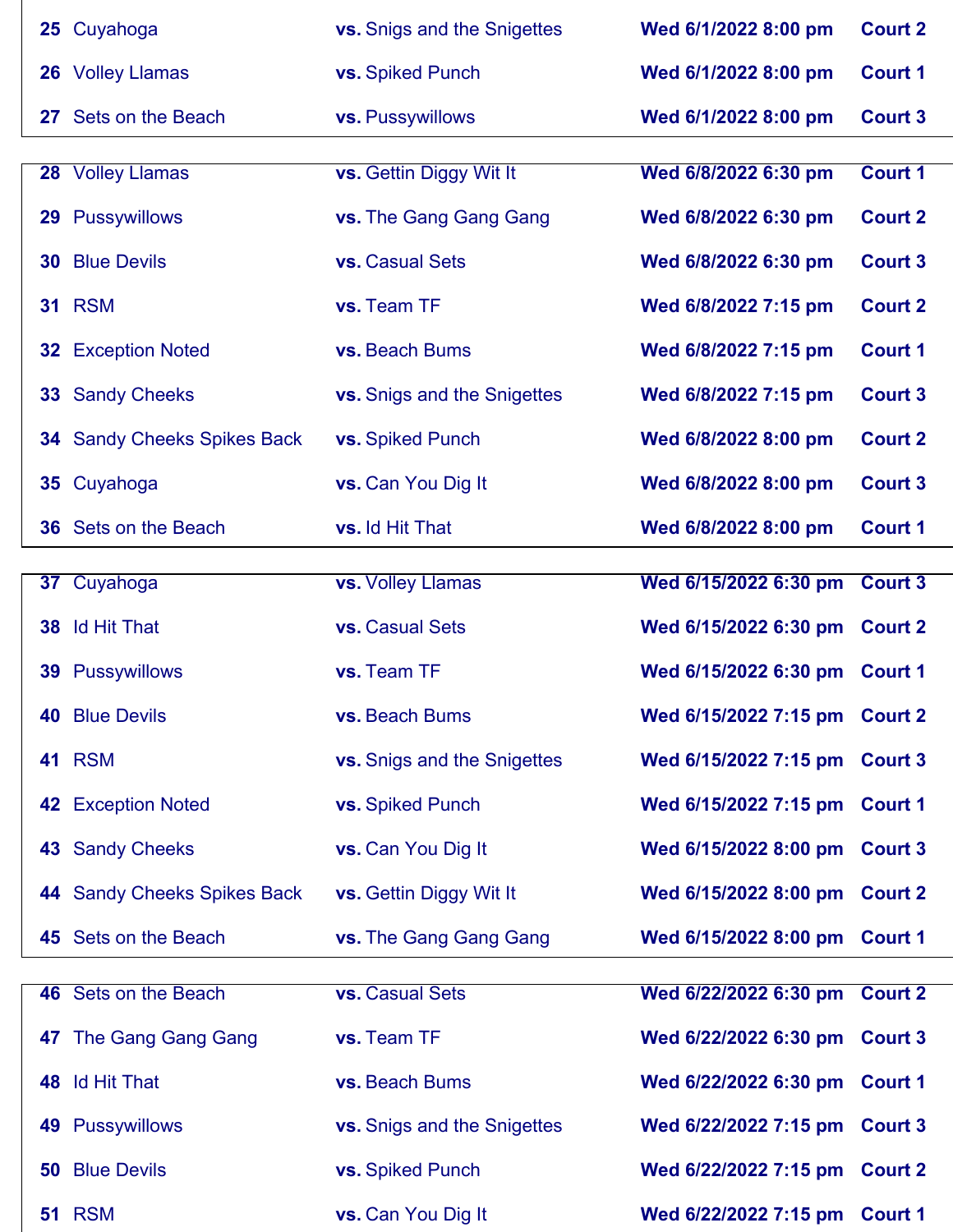| | | | | |
|---|---|---|---|---|
| **25** | Cuyahoga | **vs.** Snigs and the Snigettes | **Wed 6/1/2022 8:00 pm** | **Court 2** |
| **26** | Volley Llamas | **vs.** Spiked Punch | **Wed 6/1/2022 8:00 pm** | **Court 1** |
| **27** | Sets on the Beach | **vs.** Pussywillows | **Wed 6/1/2022 8:00 pm** | **Court 3** |

| | | | | |
|---|---|---|---|---|
| **28** | Volley Llamas | **vs.** Gettin Diggy Wit It | **Wed 6/8/2022 6:30 pm** | **Court 1** |
| **29** | Pussywillows | **vs.** The Gang Gang Gang | **Wed 6/8/2022 6:30 pm** | **Court 2** |
| **30** | Blue Devils | **vs.** Casual Sets | **Wed 6/8/2022 6:30 pm** | **Court 3** |
| **31** | RSM | **vs.** Team TF | **Wed 6/8/2022 7:15 pm** | **Court 2** |
| **32** | Exception Noted | **vs.** Beach Bums | **Wed 6/8/2022 7:15 pm** | **Court 1** |
| **33** | Sandy Cheeks | **vs.** Snigs and the Snigettes | **Wed 6/8/2022 7:15 pm** | **Court 3** |
| **34** | Sandy Cheeks Spikes Back | **vs.** Spiked Punch | **Wed 6/8/2022 8:00 pm** | **Court 2** |
| **35** | Cuyahoga | **vs.** Can You Dig It | **Wed 6/8/2022 8:00 pm** | **Court 3** |
| **36** | Sets on the Beach | **vs.** Id Hit That | **Wed 6/8/2022 8:00 pm** | **Court 1** |

| | | | | |
|---|---|---|---|---|
| **37** | Cuyahoga | **vs.** Volley Llamas | **Wed 6/15/2022 6:30 pm** | **Court 3** |
| **38** | Id Hit That | **vs.** Casual Sets | **Wed 6/15/2022 6:30 pm** | **Court 2** |
| **39** | Pussywillows | **vs.** Team TF | **Wed 6/15/2022 6:30 pm** | **Court 1** |
| **40** | Blue Devils | **vs.** Beach Bums | **Wed 6/15/2022 7:15 pm** | **Court 2** |
| **41** | RSM | **vs.** Snigs and the Snigettes | **Wed 6/15/2022 7:15 pm** | **Court 3** |
| **42** | Exception Noted | **vs.** Spiked Punch | **Wed 6/15/2022 7:15 pm** | **Court 1** |
| **43** | Sandy Cheeks | **vs.** Can You Dig It | **Wed 6/15/2022 8:00 pm** | **Court 3** |
| **44** | Sandy Cheeks Spikes Back | **vs.** Gettin Diggy Wit It | **Wed 6/15/2022 8:00 pm** | **Court 2** |
| **45** | Sets on the Beach | **vs.** The Gang Gang Gang | **Wed 6/15/2022 8:00 pm** | **Court 1** |

| | | | | |
|---|---|---|---|---|
| **46** | Sets on the Beach | **vs.** Casual Sets | **Wed 6/22/2022 6:30 pm** | **Court 2** |
| **47** | The Gang Gang Gang | **vs.** Team TF | **Wed 6/22/2022 6:30 pm** | **Court 3** |
| **48** | Id Hit That | **vs.** Beach Bums | **Wed 6/22/2022 6:30 pm** | **Court 1** |
| **49** | Pussywillows | **vs.** Snigs and the Snigettes | **Wed 6/22/2022 7:15 pm** | **Court 3** |
| **50** | Blue Devils | **vs.** Spiked Punch | **Wed 6/22/2022 7:15 pm** | **Court 2** |
| **51** | RSM | **vs.** Can You Dig It | **Wed 6/22/2022 7:15 pm** | **Court 1** |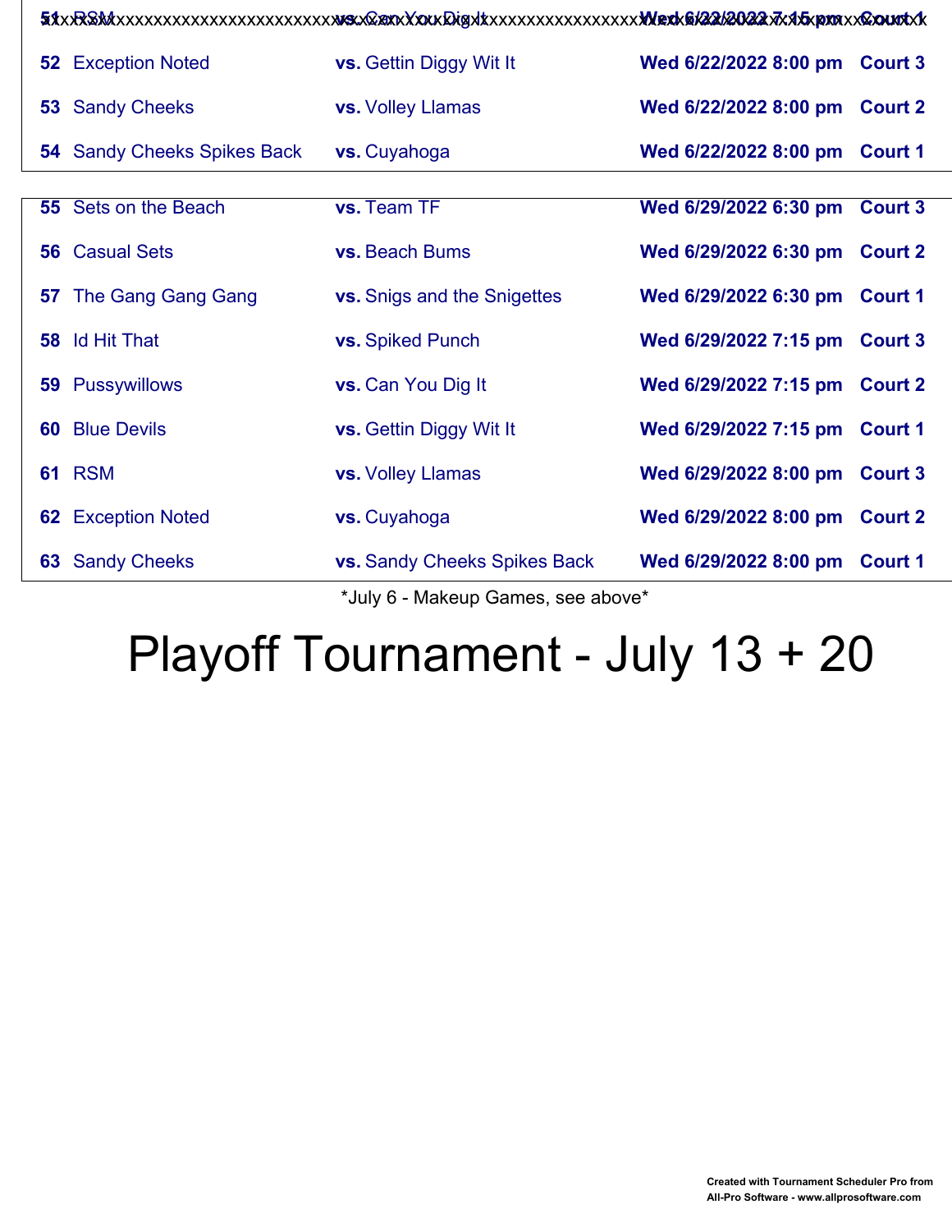| # | Team | | Opponent | Date/Time | Court |
|---|---|---|---|---|---|
| 51 | RSM | vs. | Can You Dig It | Wed 6/22/2022 7:15 pm | Court 1 |
| 52 | Exception Noted | vs. | Gettin Diggy Wit It | Wed 6/22/2022 8:00 pm | Court 3 |
| 53 | Sandy Cheeks | vs. | Volley Llamas | Wed 6/22/2022 8:00 pm | Court 2 |
| 54 | Sandy Cheeks Spikes Back | vs. | Cuyahoga | Wed 6/22/2022 8:00 pm | Court 1 |

| # | Team | | Opponent | Date/Time | Court |
|---|---|---|---|---|---|
| 55 | Sets on the Beach | vs. | Team TF | Wed 6/29/2022 6:30 pm | Court 3 |
| 56 | Casual Sets | vs. | Beach Bums | Wed 6/29/2022 6:30 pm | Court 2 |
| 57 | The Gang Gang Gang | vs. | Snigs and the Snigettes | Wed 6/29/2022 6:30 pm | Court 1 |
| 58 | Id Hit That | vs. | Spiked Punch | Wed 6/29/2022 7:15 pm | Court 3 |
| 59 | Pussywillows | vs. | Can You Dig It | Wed 6/29/2022 7:15 pm | Court 2 |
| 60 | Blue Devils | vs. | Gettin Diggy Wit It | Wed 6/29/2022 7:15 pm | Court 1 |
| 61 | RSM | vs. | Volley Llamas | Wed 6/29/2022 8:00 pm | Court 3 |
| 62 | Exception Noted | vs. | Cuyahoga | Wed 6/29/2022 8:00 pm | Court 2 |
| 63 | Sandy Cheeks | vs. | Sandy Cheeks Spikes Back | Wed 6/29/2022 8:00 pm | Court 1 |

*July 6 - Makeup Games, see above*

# Playoff Tournament - July 13 + 20

**Created with Tournament Scheduler Pro from All-Pro Software - www.allprosoftware.com**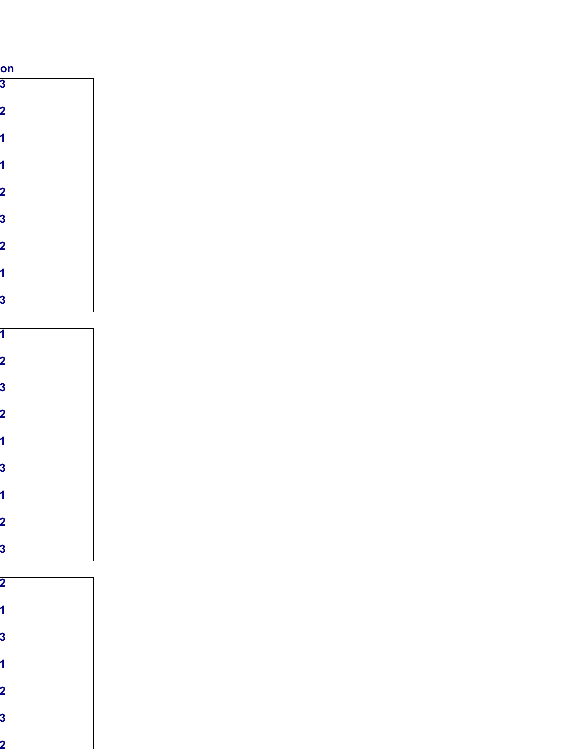on

| |
|---|
| 3 |
| 2 |
| 1 |
| 1 |
| 2 |
| 3 |
| 2 |
| 1 |
| 3 |

| |
|---|
| 1 |
| 2 |
| 3 |
| 2 |
| 1 |
| 3 |
| 1 |
| 2 |
| 3 |

| |
|---|
| 2 |
| 1 |
| 3 |
| 1 |
| 2 |
| 3 |
| 2 |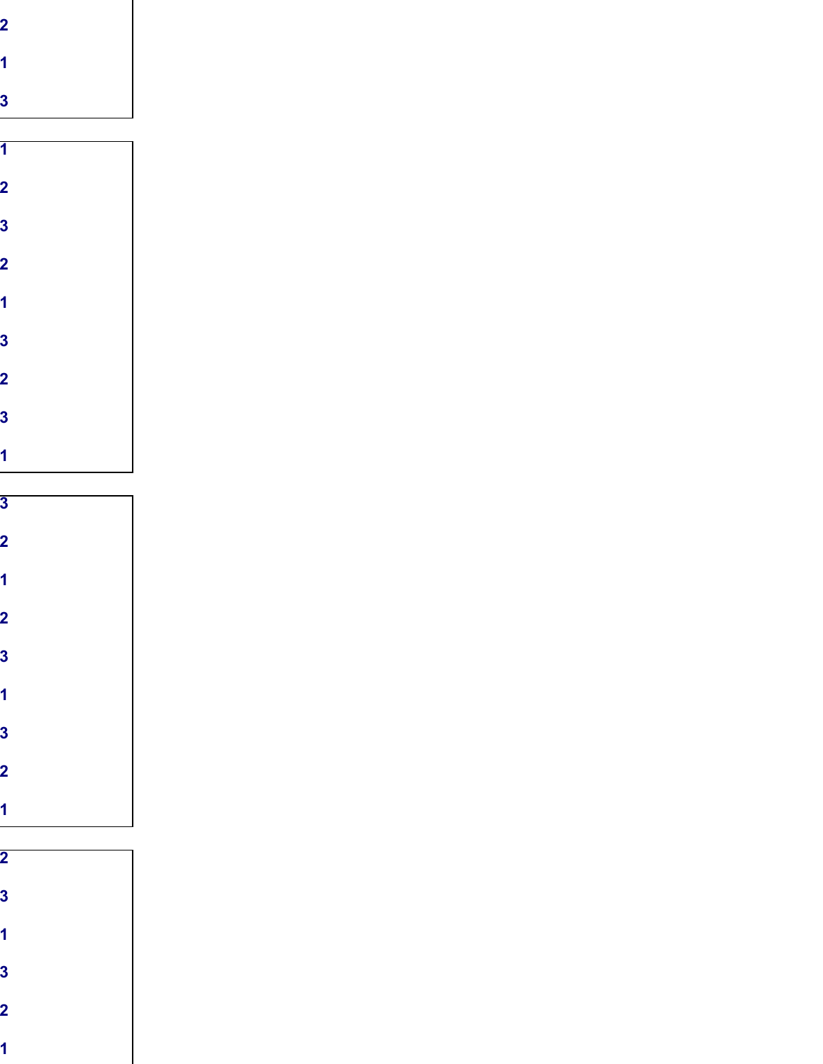2

1

3

1

2

3

2

1

3

2

3

1

3

2

1

2

3

1

3

2

1

2

3

1

3

2

1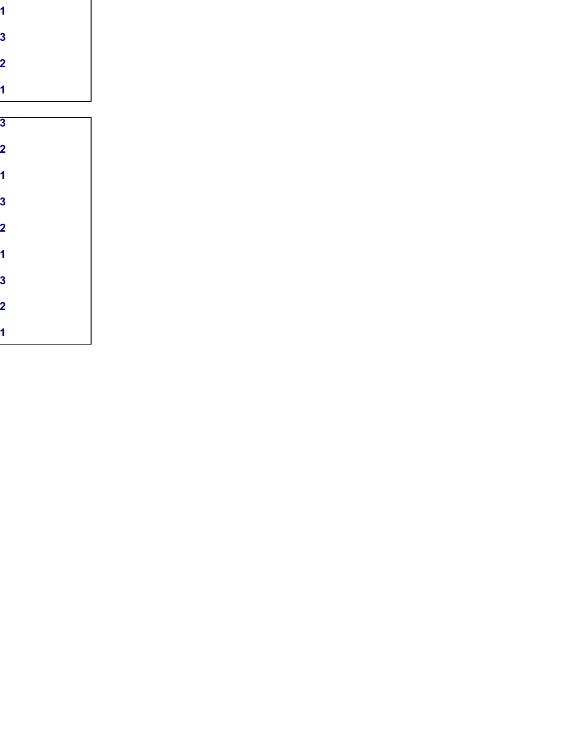1

3

2

1

3

2

1

3

2

1

3

2

1